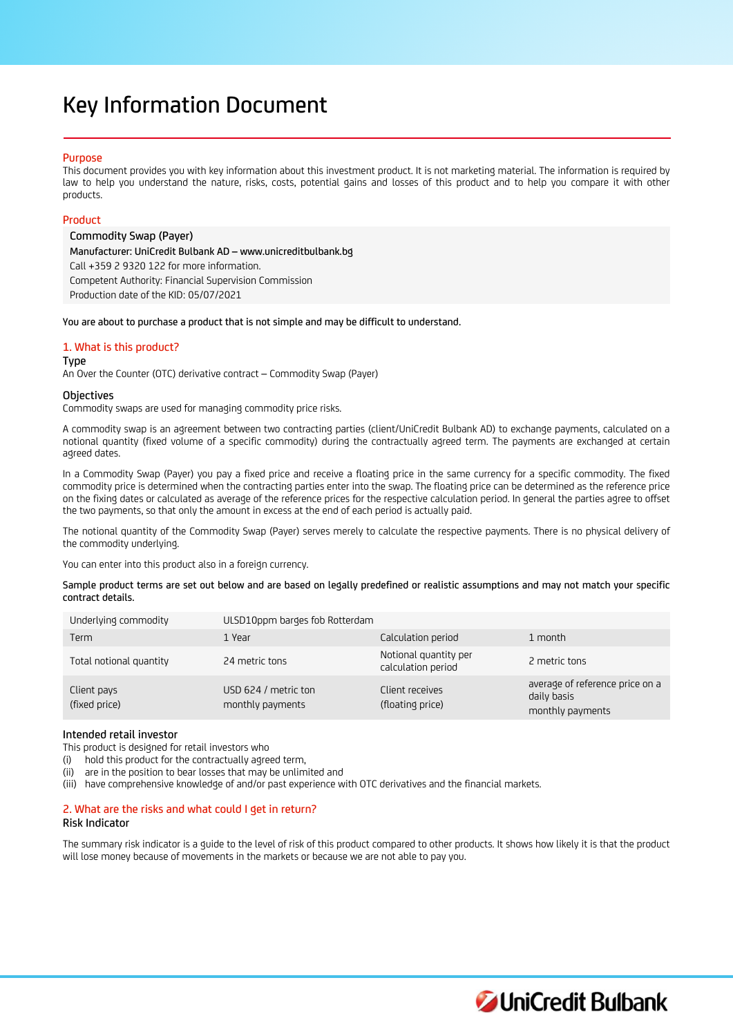# Key Information Document

## Purpose

This document provides you with key information about this investment product. It is not marketing material. The information is required by law to help you understand the nature, risks, costs, potential gains and losses of this product and to help you compare it with other products.

## Product

**Commodity Swap (Payer)**
Manufacturer: UniCredit Bulbank AD – www.unicreditbulbank.bg
Call +359 2 9320 122 for more information.
Competent Authority: Financial Supervision Commission
Production date of the KID: 05/07/2021

**You are about to purchase a product that is not simple and may be difficult to understand.**

## 1. What is this product?

### Type

An Over the Counter (OTC) derivative contract – Commodity Swap (Payer)

### Objectives

Commodity swaps are used for managing commodity price risks.

A commodity swap is an agreement between two contracting parties (client/UniCredit Bulbank AD) to exchange payments, calculated on a notional quantity (fixed volume of a specific commodity) during the contractually agreed term. The payments are exchanged at certain agreed dates.

In a Commodity Swap (Payer) you pay a fixed price and receive a floating price in the same currency for a specific commodity. The fixed commodity price is determined when the contracting parties enter into the swap. The floating price can be determined as the reference price on the fixing dates or calculated as average of the reference prices for the respective calculation period. In general the parties agree to offset the two payments, so that only the amount in excess at the end of each period is actually paid.

The notional quantity of the Commodity Swap (Payer) serves merely to calculate the respective payments. There is no physical delivery of the commodity underlying.

You can enter into this product also in a foreign currency.

**Sample product terms are set out below and are based on legally predefined or realistic assumptions and may not match your specific contract details.**

| Underlying commodity | ULSD10ppm barges fob Rotterdam | | |
|---|---|---|---|
| Term | 1 Year | Calculation period | 1 month |
| Total notional quantity | 24 metric tons | Notional quantity per calculation period | 2 metric tons |
| Client pays (fixed price) | USD 624 / metric ton monthly payments | Client receives (floating price) | average of reference price on a daily basis monthly payments |

### Intended retail investor

This product is designed for retail investors who
(i) hold this product for the contractually agreed term,
(ii) are in the position to bear losses that may be unlimited and
(iii) have comprehensive knowledge of and/or past experience with OTC derivatives and the financial markets.

## 2. What are the risks and what could I get in return?

### Risk Indicator

The summary risk indicator is a guide to the level of risk of this product compared to other products. It shows how likely it is that the product will lose money because of movements in the markets or because we are not able to pay you.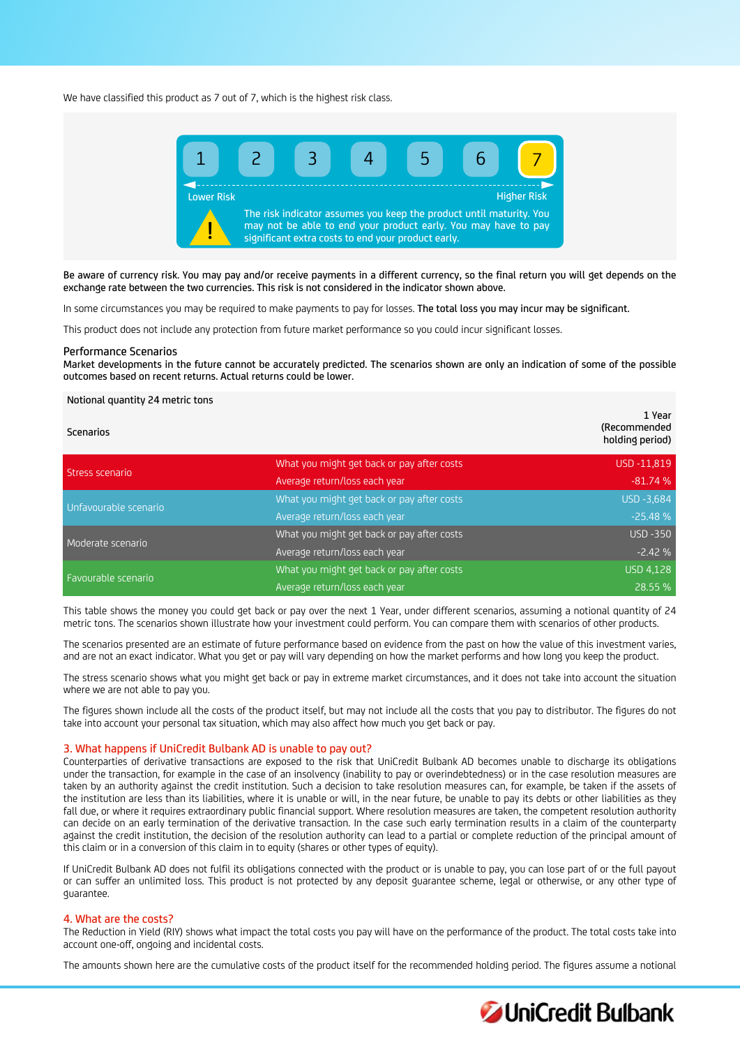We have classified this product as 7 out of 7, which is the highest risk class.

| 1 | 2 | 3 | 4 | 5 | 6 | 7 |
|---|---|---|---|---|---|---|

Lower Risk — Higher Risk

The risk indicator assumes you keep the product until maturity. You may not be able to end your product early. You may have to pay significant extra costs to end your product early.

**Be aware of currency risk. You may pay and/or receive payments in a different currency, so the final return you will get depends on the exchange rate between the two currencies. This risk is not considered in the indicator shown above.**

In some circumstances you may be required to make payments to pay for losses. **The total loss you may incur may be significant.**

This product does not include any protection from future market performance so you could incur significant losses.

**Performance Scenarios**

**Market developments in the future cannot be accurately predicted. The scenarios shown are only an indication of some of the possible outcomes based on recent returns. Actual returns could be lower.**

| Notional quantity 24 metric tons | | |
|---|---|---|
| Scenarios | | 1 Year (Recommended holding period) |
| Stress scenario | What you might get back or pay after costs | USD -11,819 |
| | Average return/loss each year | -81.74 % |
| Unfavourable scenario | What you might get back or pay after costs | USD -3,684 |
| | Average return/loss each year | -25.48 % |
| Moderate scenario | What you might get back or pay after costs | USD -350 |
| | Average return/loss each year | -2.42 % |
| Favourable scenario | What you might get back or pay after costs | USD 4,128 |
| | Average return/loss each year | 28.55 % |

This table shows the money you could get back or pay over the next 1 Year, under different scenarios, assuming a notional quantity of 24 metric tons. The scenarios shown illustrate how your investment could perform. You can compare them with scenarios of other products.

The scenarios presented are an estimate of future performance based on evidence from the past on how the value of this investment varies, and are not an exact indicator. What you get or pay will vary depending on how the market performs and how long you keep the product.

The stress scenario shows what you might get back or pay in extreme market circumstances, and it does not take into account the situation where we are not able to pay you.

The figures shown include all the costs of the product itself, but may not include all the costs that you pay to distributor. The figures do not take into account your personal tax situation, which may also affect how much you get back or pay.

## 3. What happens if UniCredit Bulbank AD is unable to pay out?

Counterparties of derivative transactions are exposed to the risk that UniCredit Bulbank AD becomes unable to discharge its obligations under the transaction, for example in the case of an insolvency (inability to pay or overindebtedness) or in the case resolution measures are taken by an authority against the credit institution. Such a decision to take resolution measures can, for example, be taken if the assets of the institution are less than its liabilities, where it is unable or will, in the near future, be unable to pay its debts or other liabilities as they fall due, or where it requires extraordinary public financial support. Where resolution measures are taken, the competent resolution authority can decide on an early termination of the derivative transaction. In the case such early termination results in a claim of the counterparty against the credit institution, the decision of the resolution authority can lead to a partial or complete reduction of the principal amount of this claim or in a conversion of this claim in to equity (shares or other types of equity).

If UniCredit Bulbank AD does not fulfil its obligations connected with the product or is unable to pay, you can lose part of or the full payout or can suffer an unlimited loss. This product is not protected by any deposit guarantee scheme, legal or otherwise, or any other type of guarantee.

## 4. What are the costs?

The Reduction in Yield (RIY) shows what impact the total costs you pay will have on the performance of the product. The total costs take into account one-off, ongoing and incidental costs.

The amounts shown here are the cumulative costs of the product itself for the recommended holding period. The figures assume a notional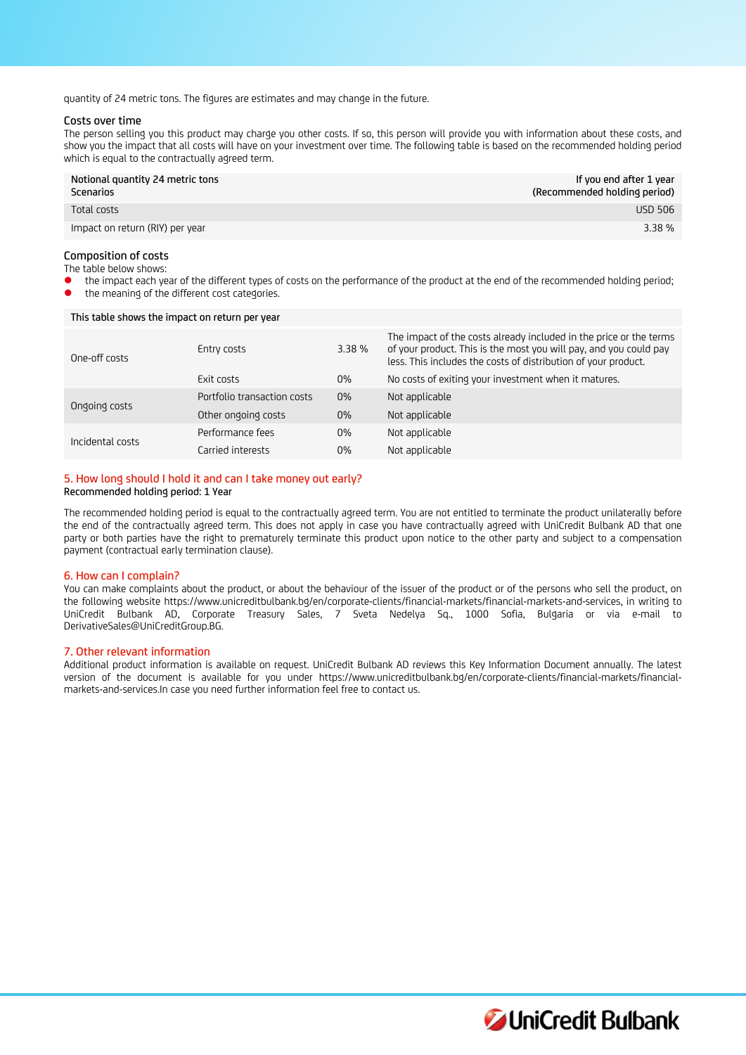quantity of 24 metric tons. The figures are estimates and may change in the future.

### Costs over time

The person selling you this product may charge you other costs. If so, this person will provide you with information about these costs, and show you the impact that all costs will have on your investment over time. The following table is based on the recommended holding period which is equal to the contractually agreed term.

| Notional quantity 24 metric tons<br>Scenarios | If you end after 1 year<br>(Recommended holding period) |
|---|---|
| Total costs | USD 506 |
| Impact on return (RIY) per year | 3.38 % |

### Composition of costs

The table below shows:

- the impact each year of the different types of costs on the performance of the product at the end of the recommended holding period;
- the meaning of the different cost categories.

| This table shows the impact on return per year | | | |
|---|---|---|---|
| One-off costs | Entry costs | 3.38 % | The impact of the costs already included in the price or the terms of your product. This is the most you will pay, and you could pay less. This includes the costs of distribution of your product. |
| | Exit costs | 0% | No costs of exiting your investment when it matures. |
| Ongoing costs | Portfolio transaction costs | 0% | Not applicable |
| | Other ongoing costs | 0% | Not applicable |
| Incidental costs | Performance fees | 0% | Not applicable |
| | Carried interests | 0% | Not applicable |

## 5. How long should I hold it and can I take money out early?

**Recommended holding period: 1 Year**

The recommended holding period is equal to the contractually agreed term. You are not entitled to terminate the product unilaterally before the end of the contractually agreed term. This does not apply in case you have contractually agreed with UniCredit Bulbank AD that one party or both parties have the right to prematurely terminate this product upon notice to the other party and subject to a compensation payment (contractual early termination clause).

## 6. How can I complain?

You can make complaints about the product, or about the behaviour of the issuer of the product or of the persons who sell the product, on the following website https://www.unicreditbulbank.bg/en/corporate-clients/financial-markets/financial-markets-and-services, in writing to UniCredit Bulbank AD, Corporate Treasury Sales, 7 Sveta Nedelya Sq., 1000 Sofia, Bulgaria or via e-mail to DerivativeSales@UniCreditGroup.BG.

## 7. Other relevant information

Additional product information is available on request. UniCredit Bulbank AD reviews this Key Information Document annually. The latest version of the document is available for you under https://www.unicreditbulbank.bg/en/corporate-clients/financial-markets/financial-markets-and-services.In case you need further information feel free to contact us.